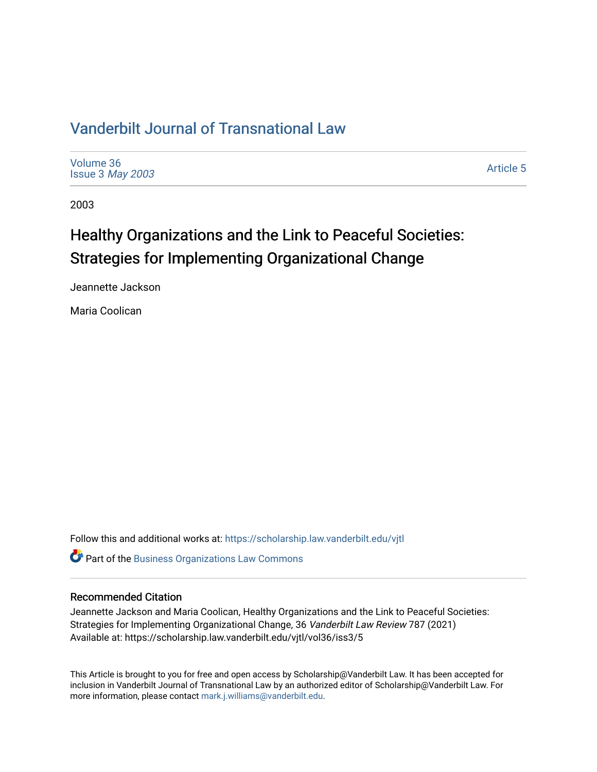# Vanderbilt Journal of Transnational Law

Volume 36
Issue 3 *May 2003*

Article 5

2003

## Healthy Organizations and the Link to Peaceful Societies: Strategies for Implementing Organizational Change

Jeannette Jackson

Maria Coolican

Follow this and additional works at: https://scholarship.law.vanderbilt.edu/vjtl

Part of the Business Organizations Law Commons

### Recommended Citation

Jeannette Jackson and Maria Coolican, Healthy Organizations and the Link to Peaceful Societies: Strategies for Implementing Organizational Change, 36 *Vanderbilt Law Review* 787 (2021)
Available at: https://scholarship.law.vanderbilt.edu/vjtl/vol36/iss3/5

This Article is brought to you for free and open access by Scholarship@Vanderbilt Law. It has been accepted for inclusion in Vanderbilt Journal of Transnational Law by an authorized editor of Scholarship@Vanderbilt Law. For more information, please contact mark.j.williams@vanderbilt.edu.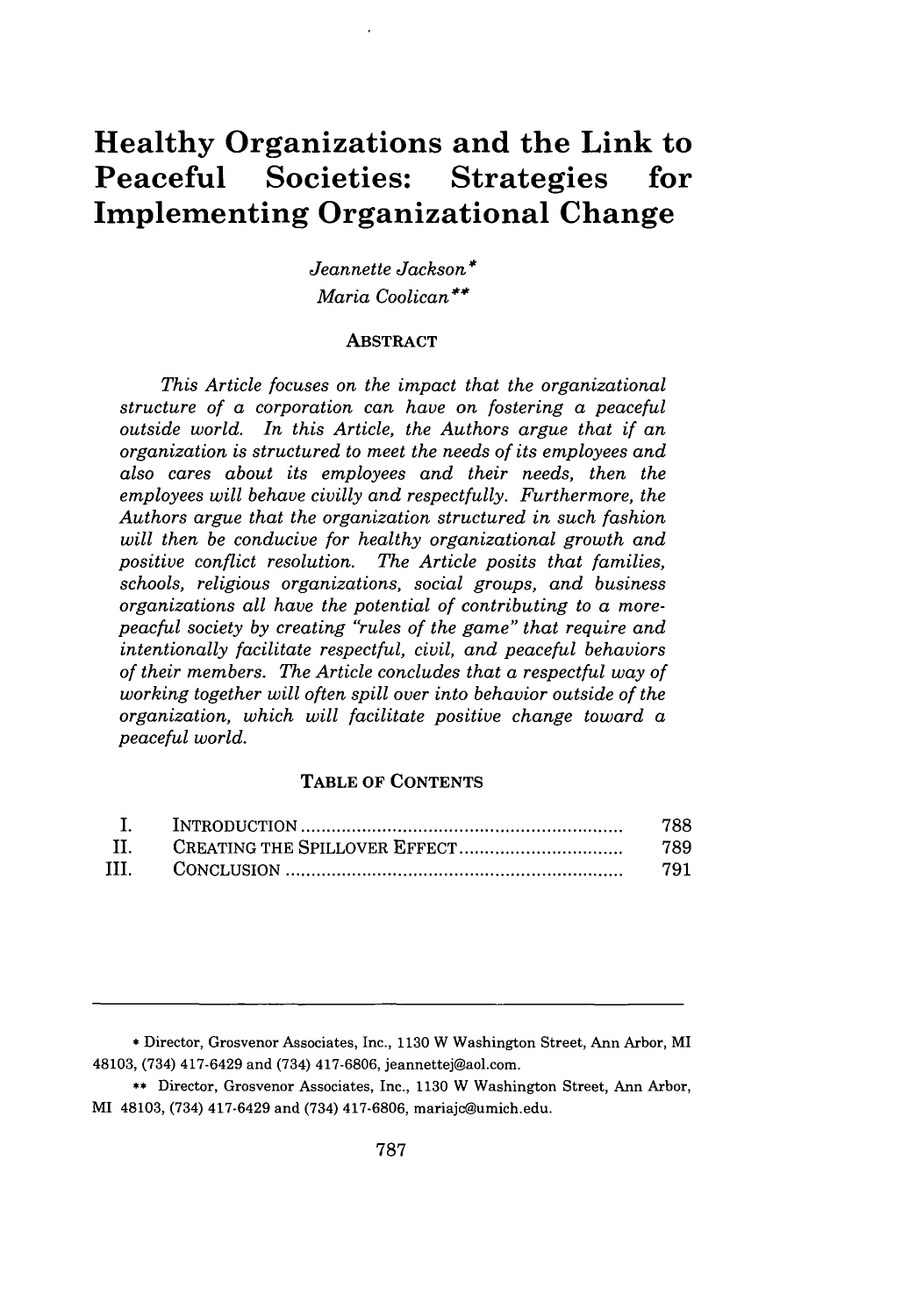# Healthy Organizations and the Link to Peaceful Societies: Strategies for Implementing Organizational Change

*Jeannette Jackson\**

*Maria Coolican\*\**

## ABSTRACT

*This Article focuses on the impact that the organizational structure of a corporation can have on fostering a peaceful outside world. In this Article, the Authors argue that if an organization is structured to meet the needs of its employees and also cares about its employees and their needs, then the employees will behave civilly and respectfully. Furthermore, the Authors argue that the organization structured in such fashion will then be conducive for healthy organizational growth and positive conflict resolution. The Article posits that families, schools, religious organizations, social groups, and business organizations all have the potential of contributing to a more-peacful society by creating "rules of the game" that require and intentionally facilitate respectful, civil, and peaceful behaviors of their members. The Article concludes that a respectful way of working together will often spill over into behavior outside of the organization, which will facilitate positive change toward a peaceful world.*

## TABLE OF CONTENTS

| | | |
|---|---|---|
| I. | INTRODUCTION | 788 |
| II. | CREATING THE SPILLOVER EFFECT | 789 |
| III. | CONCLUSION | 791 |

---

\* Director, Grosvenor Associates, Inc., 1130 W Washington Street, Ann Arbor, MI 48103, (734) 417-6429 and (734) 417-6806, jeannettej@aol.com.

\*\* Director, Grosvenor Associates, Inc., 1130 W Washington Street, Ann Arbor, MI 48103, (734) 417-6429 and (734) 417-6806, mariajc@umich.edu.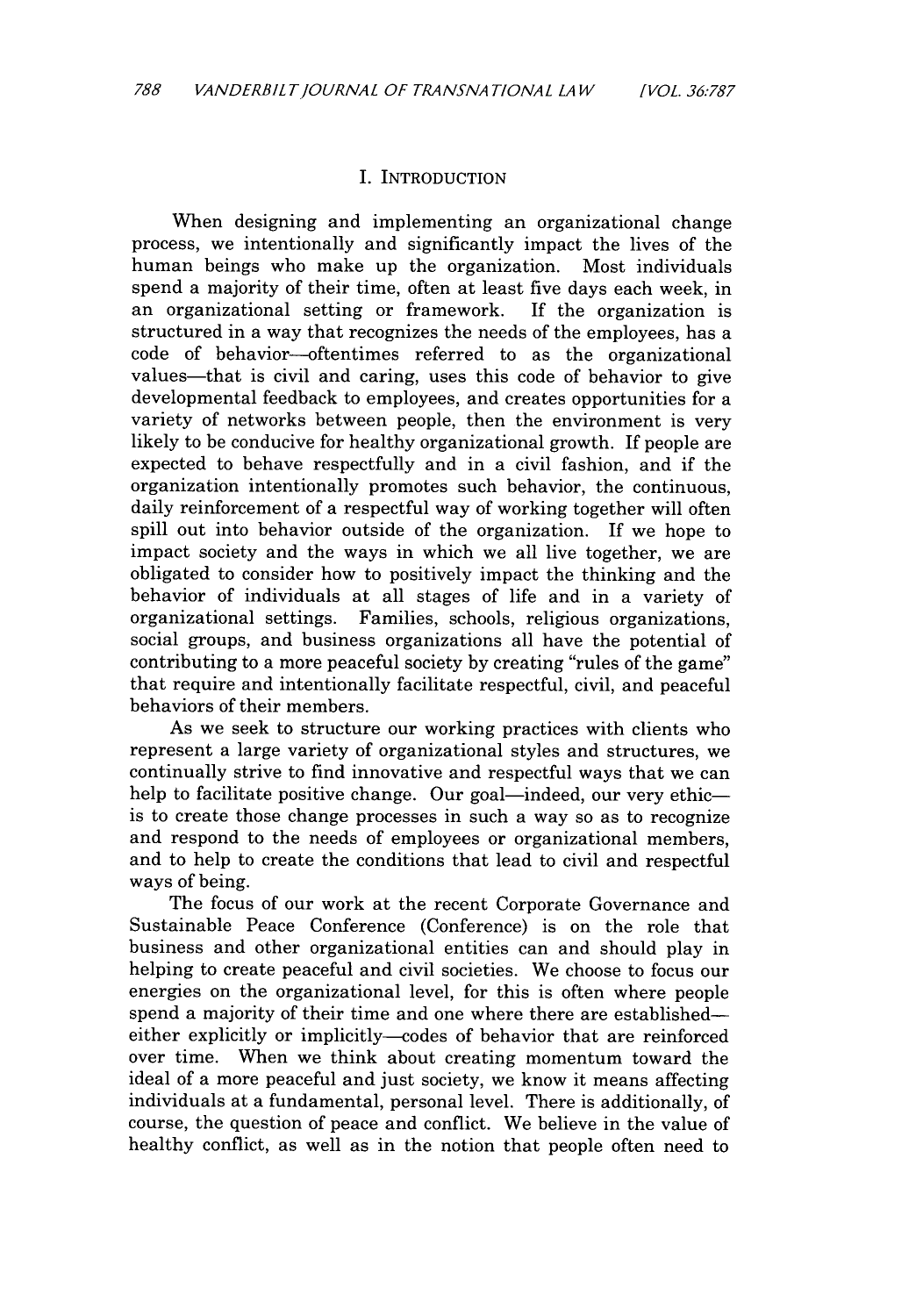## I. INTRODUCTION

When designing and implementing an organizational change process, we intentionally and significantly impact the lives of the human beings who make up the organization. Most individuals spend a majority of their time, often at least five days each week, in an organizational setting or framework. If the organization is structured in a way that recognizes the needs of the employees, has a code of behavior—oftentimes referred to as the organizational values—that is civil and caring, uses this code of behavior to give developmental feedback to employees, and creates opportunities for a variety of networks between people, then the environment is very likely to be conducive for healthy organizational growth. If people are expected to behave respectfully and in a civil fashion, and if the organization intentionally promotes such behavior, the continuous, daily reinforcement of a respectful way of working together will often spill out into behavior outside of the organization. If we hope to impact society and the ways in which we all live together, we are obligated to consider how to positively impact the thinking and the behavior of individuals at all stages of life and in a variety of organizational settings. Families, schools, religious organizations, social groups, and business organizations all have the potential of contributing to a more peaceful society by creating "rules of the game" that require and intentionally facilitate respectful, civil, and peaceful behaviors of their members.

As we seek to structure our working practices with clients who represent a large variety of organizational styles and structures, we continually strive to find innovative and respectful ways that we can help to facilitate positive change. Our goal—indeed, our very ethic—is to create those change processes in such a way so as to recognize and respond to the needs of employees or organizational members, and to help to create the conditions that lead to civil and respectful ways of being.

The focus of our work at the recent Corporate Governance and Sustainable Peace Conference (Conference) is on the role that business and other organizational entities can and should play in helping to create peaceful and civil societies. We choose to focus our energies on the organizational level, for this is often where people spend a majority of their time and one where there are established—either explicitly or implicitly—codes of behavior that are reinforced over time. When we think about creating momentum toward the ideal of a more peaceful and just society, we know it means affecting individuals at a fundamental, personal level. There is additionally, of course, the question of peace and conflict. We believe in the value of healthy conflict, as well as in the notion that people often need to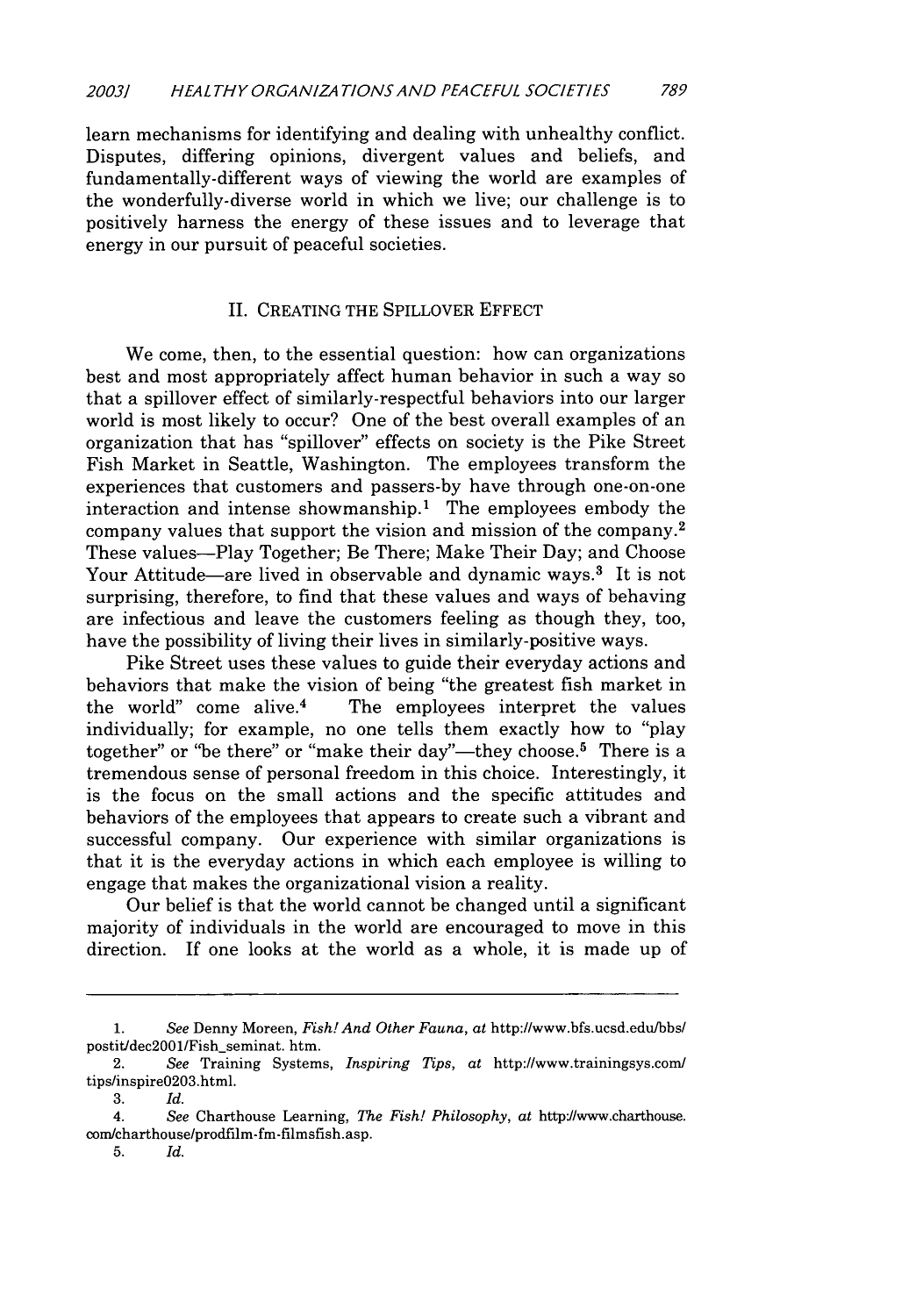learn mechanisms for identifying and dealing with unhealthy conflict. Disputes, differing opinions, divergent values and beliefs, and fundamentally-different ways of viewing the world are examples of the wonderfully-diverse world in which we live; our challenge is to positively harness the energy of these issues and to leverage that energy in our pursuit of peaceful societies.

## II. CREATING THE SPILLOVER EFFECT

We come, then, to the essential question: how can organizations best and most appropriately affect human behavior in such a way so that a spillover effect of similarly-respectful behaviors into our larger world is most likely to occur? One of the best overall examples of an organization that has "spillover" effects on society is the Pike Street Fish Market in Seattle, Washington. The employees transform the experiences that customers and passers-by have through one-on-one interaction and intense showmanship.[1] The employees embody the company values that support the vision and mission of the company.[2] These values—Play Together; Be There; Make Their Day; and Choose Your Attitude—are lived in observable and dynamic ways.[3] It is not surprising, therefore, to find that these values and ways of behaving are infectious and leave the customers feeling as though they, too, have the possibility of living their lives in similarly-positive ways.

Pike Street uses these values to guide their everyday actions and behaviors that make the vision of being "the greatest fish market in the world" come alive.[4] The employees interpret the values individually; for example, no one tells them exactly how to "play together" or "be there" or "make their day"—they choose.[5] There is a tremendous sense of personal freedom in this choice. Interestingly, it is the focus on the small actions and the specific attitudes and behaviors of the employees that appears to create such a vibrant and successful company. Our experience with similar organizations is that it is the everyday actions in which each employee is willing to engage that makes the organizational vision a reality.

Our belief is that the world cannot be changed until a significant majority of individuals in the world are encouraged to move in this direction. If one looks at the world as a whole, it is made up of

---

1. *See* Denny Moreen, *Fish! And Other Fauna*, *at* http://www.bfs.ucsd.edu/bbs/postit/dec2001/Fish_seminat. htm.
2. *See* Training Systems, *Inspiring Tips*, *at* http://www.trainingsys.com/tips/inspire0203.html.
3. *Id.*
4. *See* Charthouse Learning, *The Fish! Philosophy*, *at* http://www.charthouse.com/charthouse/prodfilm-fm-filmsfish.asp.
5. *Id.*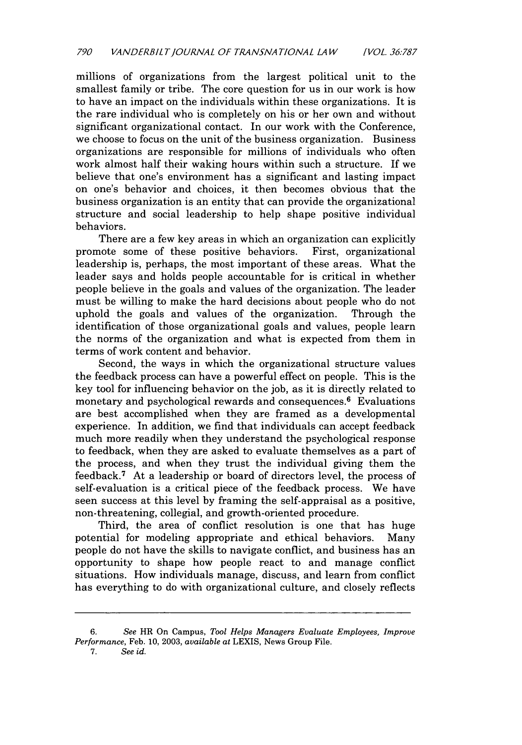millions of organizations from the largest political unit to the smallest family or tribe. The core question for us in our work is how to have an impact on the individuals within these organizations. It is the rare individual who is completely on his or her own and without significant organizational contact. In our work with the Conference, we choose to focus on the unit of the business organization. Business organizations are responsible for millions of individuals who often work almost half their waking hours within such a structure. If we believe that one's environment has a significant and lasting impact on one's behavior and choices, it then becomes obvious that the business organization is an entity that can provide the organizational structure and social leadership to help shape positive individual behaviors.

There are a few key areas in which an organization can explicitly promote some of these positive behaviors. First, organizational leadership is, perhaps, the most important of these areas. What the leader says and holds people accountable for is critical in whether people believe in the goals and values of the organization. The leader must be willing to make the hard decisions about people who do not uphold the goals and values of the organization. Through the identification of those organizational goals and values, people learn the norms of the organization and what is expected from them in terms of work content and behavior.

Second, the ways in which the organizational structure values the feedback process can have a powerful effect on people. This is the key tool for influencing behavior on the job, as it is directly related to monetary and psychological rewards and consequences.[6] Evaluations are best accomplished when they are framed as a developmental experience. In addition, we find that individuals can accept feedback much more readily when they understand the psychological response to feedback, when they are asked to evaluate themselves as a part of the process, and when they trust the individual giving them the feedback.[7] At a leadership or board of directors level, the process of self-evaluation is a critical piece of the feedback process. We have seen success at this level by framing the self-appraisal as a positive, non-threatening, collegial, and growth-oriented procedure.

Third, the area of conflict resolution is one that has huge potential for modeling appropriate and ethical behaviors. Many people do not have the skills to navigate conflict, and business has an opportunity to shape how people react to and manage conflict situations. How individuals manage, discuss, and learn from conflict has everything to do with organizational culture, and closely reflects

---

6. *See* HR On Campus, *Tool Helps Managers Evaluate Employees, Improve Performance*, Feb. 10, 2003, *available at* LEXIS, News Group File.

7. *See id.*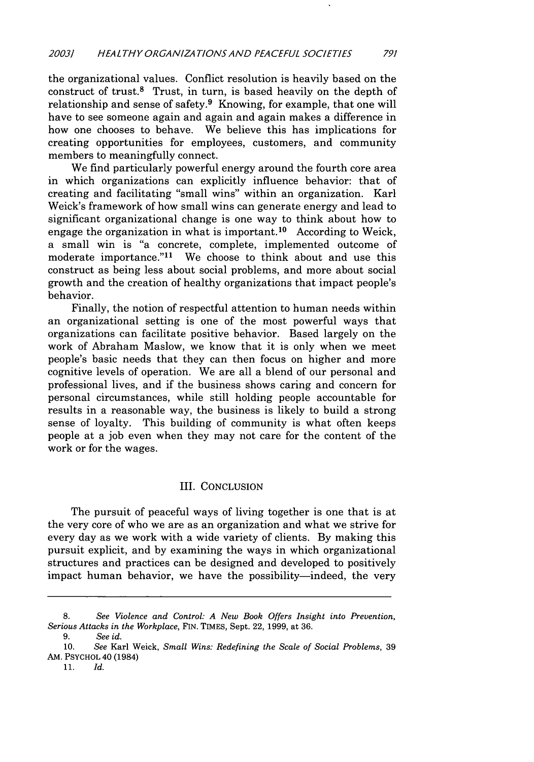the organizational values. Conflict resolution is heavily based on the construct of trust.[8] Trust, in turn, is based heavily on the depth of relationship and sense of safety.[9] Knowing, for example, that one will have to see someone again and again and again makes a difference in how one chooses to behave. We believe this has implications for creating opportunities for employees, customers, and community members to meaningfully connect.

We find particularly powerful energy around the fourth core area in which organizations can explicitly influence behavior: that of creating and facilitating "small wins" within an organization. Karl Weick's framework of how small wins can generate energy and lead to significant organizational change is one way to think about how to engage the organization in what is important.[10] According to Weick, a small win is "a concrete, complete, implemented outcome of moderate importance."[11] We choose to think about and use this construct as being less about social problems, and more about social growth and the creation of healthy organizations that impact people's behavior.

Finally, the notion of respectful attention to human needs within an organizational setting is one of the most powerful ways that organizations can facilitate positive behavior. Based largely on the work of Abraham Maslow, we know that it is only when we meet people's basic needs that they can then focus on higher and more cognitive levels of operation. We are all a blend of our personal and professional lives, and if the business shows caring and concern for personal circumstances, while still holding people accountable for results in a reasonable way, the business is likely to build a strong sense of loyalty. This building of community is what often keeps people at a job even when they may not care for the content of the work or for the wages.

## III. CONCLUSION

The pursuit of peaceful ways of living together is one that is at the very core of who we are as an organization and what we strive for every day as we work with a wide variety of clients. By making this pursuit explicit, and by examining the ways in which organizational structures and practices can be designed and developed to positively impact human behavior, we have the possibility—indeed, the very

---

8. *See Violence and Control: A New Book Offers Insight into Prevention, Serious Attacks in the Workplace*, FIN. TIMES, Sept. 22, 1999, at 36.

9. *See id.*

10. *See* Karl Weick, *Small Wins: Redefining the Scale of Social Problems*, 39 AM. PSYCHOL 40 (1984)

11. *Id.*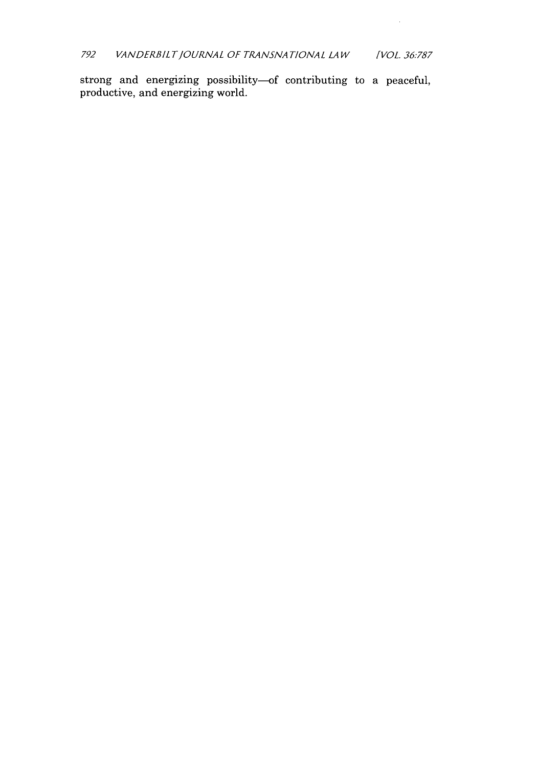strong and energizing possibility—of contributing to a peaceful, productive, and energizing world.